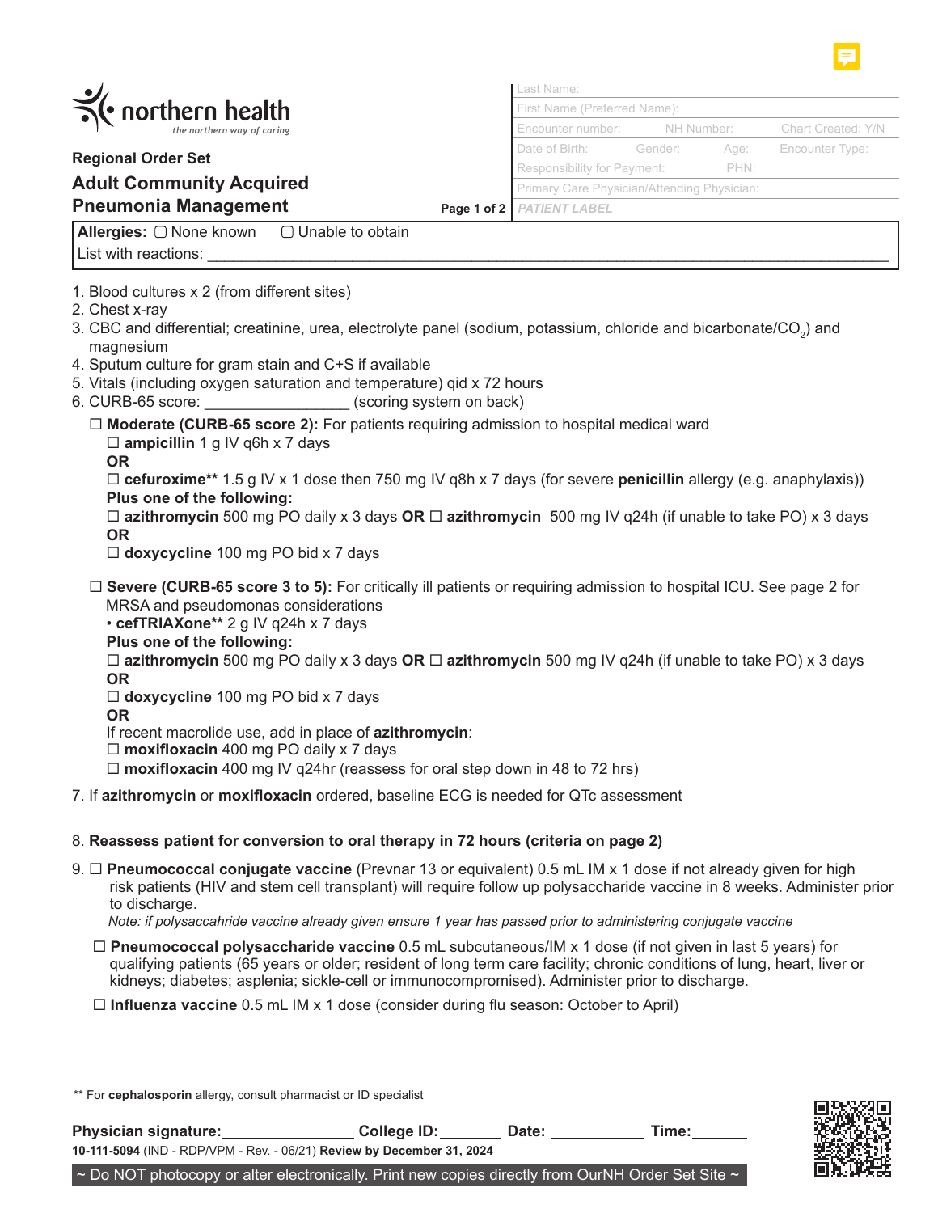**northern health**
*the northern way of caring*

**Regional Order Set**

# Adult Community Acquired Pneumonia Management

| Last Name: | | |
|---|---|---|
| First Name (Preferred Name): | | |
| Encounter number: | NH Number: | Chart Created: Y/N |
| Date of Birth: Gender: | Age: | Encounter Type: |
| Responsibility for Payment: | PHN: | |
| Primary Care Physician/Attending Physician: | | |
| *PATIENT LABEL* | | |

**Allergies:** ☐ None known ☐ Unable to obtain
List with reactions: ______________________________________________

1. Blood cultures x 2 (from different sites)
2. Chest x-ray
3. CBC and differential; creatinine, urea, electrolyte panel (sodium, potassium, chloride and bicarbonate/$CO_2$) and magnesium
4. Sputum culture for gram stain and C+S if available
5. Vitals (including oxygen saturation and temperature) qid x 72 hours
6. CURB-65 score: _________________ (scoring system on back)

   ☐ **Moderate (CURB-65 score 2):** For patients requiring admission to hospital medical ward
   ☐ **ampicillin** 1 g IV q6h x 7 days
   **OR**
   ☐ **cefuroxime**** 1.5 g IV x 1 dose then 750 mg IV q8h x 7 days (for severe **penicillin** allergy (e.g. anaphylaxis))
   **Plus one of the following:**
   ☐ **azithromycin** 500 mg PO daily x 3 days **OR** ☐ **azithromycin** 500 mg IV q24h (if unable to take PO) x 3 days
   **OR**
   ☐ **doxycycline** 100 mg PO bid x 7 days

   ☐ **Severe (CURB-65 score 3 to 5):** For critically ill patients or requiring admission to hospital ICU. See page 2 for MRSA and pseudomonas considerations
   • **cefTRIAXone**** 2 g IV q24h x 7 days
   **Plus one of the following:**
   ☐ **azithromycin** 500 mg PO daily x 3 days **OR** ☐ **azithromycin** 500 mg IV q24h (if unable to take PO) x 3 days
   **OR**
   ☐ **doxycycline** 100 mg PO bid x 7 days
   **OR**
   If recent macrolide use, add in place of **azithromycin**:
   ☐ **moxifloxacin** 400 mg PO daily x 7 days
   ☐ **moxifloxacin** 400 mg IV q24hr (reassess for oral step down in 48 to 72 hrs)

7. If **azithromycin** or **moxifloxacin** ordered, baseline ECG is needed for QTc assessment

8. **Reassess patient for conversion to oral therapy in 72 hours (criteria on page 2)**

9. ☐ **Pneumococcal conjugate vaccine** (Prevnar 13 or equivalent) 0.5 mL IM x 1 dose if not already given for high risk patients (HIV and stem cell transplant) will require follow up polysaccharide vaccine in 8 weeks. Administer prior to discharge.
   *Note: if polysaccahride vaccine already given ensure 1 year has passed prior to administering conjugate vaccine*

   ☐ **Pneumococcal polysaccharide vaccine** 0.5 mL subcutaneous/IM x 1 dose (if not given in last 5 years) for qualifying patients (65 years or older; resident of long term care facility; chronic conditions of lung, heart, liver or kidneys; diabetes; asplenia; sickle-cell or immunocompromised). Administer prior to discharge.

   ☐ **Influenza vaccine** 0.5 mL IM x 1 dose (consider during flu season: October to April)

** For **cephalosporin** allergy, consult pharmacist or ID specialist

**Physician signature:**_______________ **College ID:**_______ **Date:** ___________ **Time:**_______

**10-111-5094** (IND - RDP/VPM - Rev. - 06/21) **Review by December 31, 2024**

~ Do NOT photocopy or alter electronically. Print new copies directly from OurNH Order Set Site ~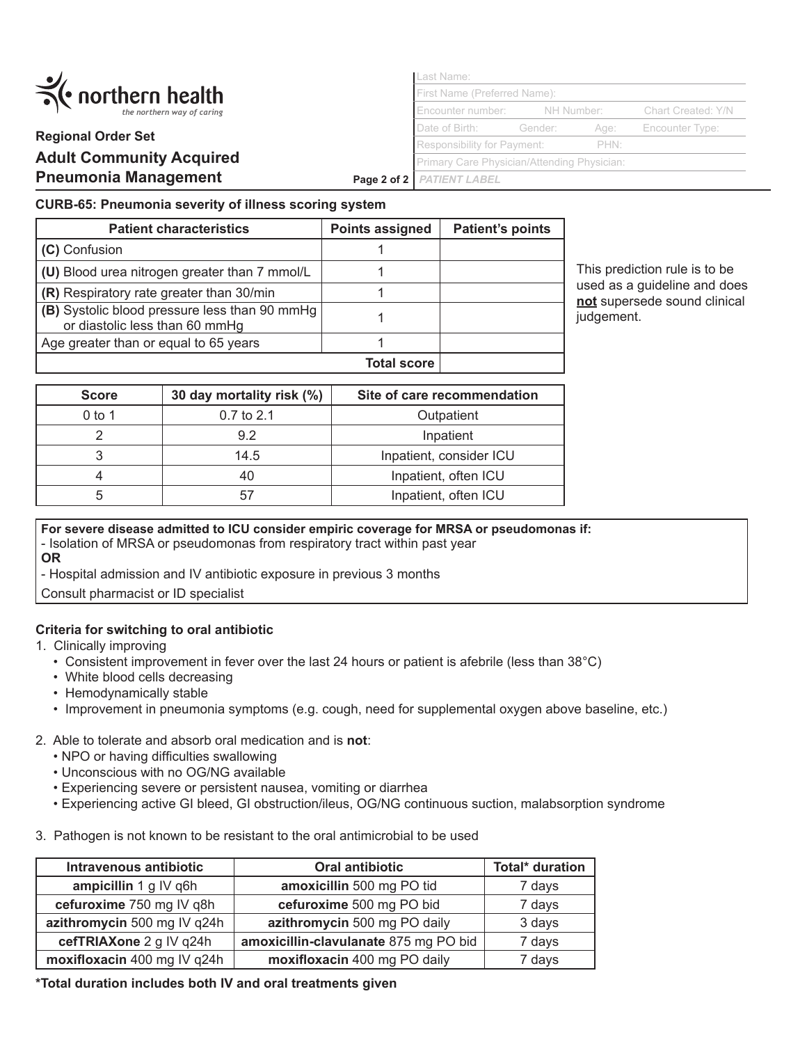# Regional Order Set

## Adult Community Acquired Pneumonia Management

| Last Name: | | |
|---|---|---|
| First Name (Preferred Name): | | |
| Encounter number: | NH Number: | Chart Created: Y/N |
| Date of Birth: | Gender: Age: | Encounter Type: |
| Responsibility for Payment: | PHN: | |
| Primary Care Physician/Attending Physician: | | |
| PATIENT LABEL | | |

### CURB-65: Pneumonia severity of illness scoring system

| Patient characteristics | Points assigned | Patient's points |
|---|---|---|
| **(C)** Confusion | 1 | |
| **(U)** Blood urea nitrogen greater than 7 mmol/L | 1 | |
| **(R)** Respiratory rate greater than 30/min | 1 | |
| **(B)** Systolic blood pressure less than 90 mmHg or diastolic less than 60 mmHg | 1 | |
| Age greater than or equal to 65 years | 1 | |
| | **Total score** | |

This prediction rule is to be used as a guideline and does **not** supersede sound clinical judgement.

| Score | 30 day mortality risk (%) | Site of care recommendation |
|---|---|---|
| 0 to 1 | 0.7 to 2.1 | Outpatient |
| 2 | 9.2 | Inpatient |
| 3 | 14.5 | Inpatient, consider ICU |
| 4 | 40 | Inpatient, often ICU |
| 5 | 57 | Inpatient, often ICU |

**For severe disease admitted to ICU consider empiric coverage for MRSA or pseudomonas if:**
- Isolation of MRSA or pseudomonas from respiratory tract within past year

**OR**

- Hospital admission and IV antibiotic exposure in previous 3 months

Consult pharmacist or ID specialist

### Criteria for switching to oral antibiotic

1. Clinically improving
   - Consistent improvement in fever over the last 24 hours or patient is afebrile (less than 38°C)
   - White blood cells decreasing
   - Hemodynamically stable
   - Improvement in pneumonia symptoms (e.g. cough, need for supplemental oxygen above baseline, etc.)
2. Able to tolerate and absorb oral medication and is **not**:
   - NPO or having difficulties swallowing
   - Unconscious with no OG/NG available
   - Experiencing severe or persistent nausea, vomiting or diarrhea
   - Experiencing active GI bleed, GI obstruction/ileus, OG/NG continuous suction, malabsorption syndrome
3. Pathogen is not known to be resistant to the oral antimicrobial to be used

| Intravenous antibiotic | Oral antibiotic | Total* duration |
|---|---|---|
| **ampicillin** 1 g IV q6h | **amoxicillin** 500 mg PO tid | 7 days |
| **cefuroxime** 750 mg IV q8h | **cefuroxime** 500 mg PO bid | 7 days |
| **azithromycin** 500 mg IV q24h | **azithromycin** 500 mg PO daily | 3 days |
| **cefTRIAXone** 2 g IV q24h | **amoxicillin-clavulanate** 875 mg PO bid | 7 days |
| **moxifloxacin** 400 mg IV q24h | **moxifloxacin** 400 mg PO daily | 7 days |

***Total duration includes both IV and oral treatments given**